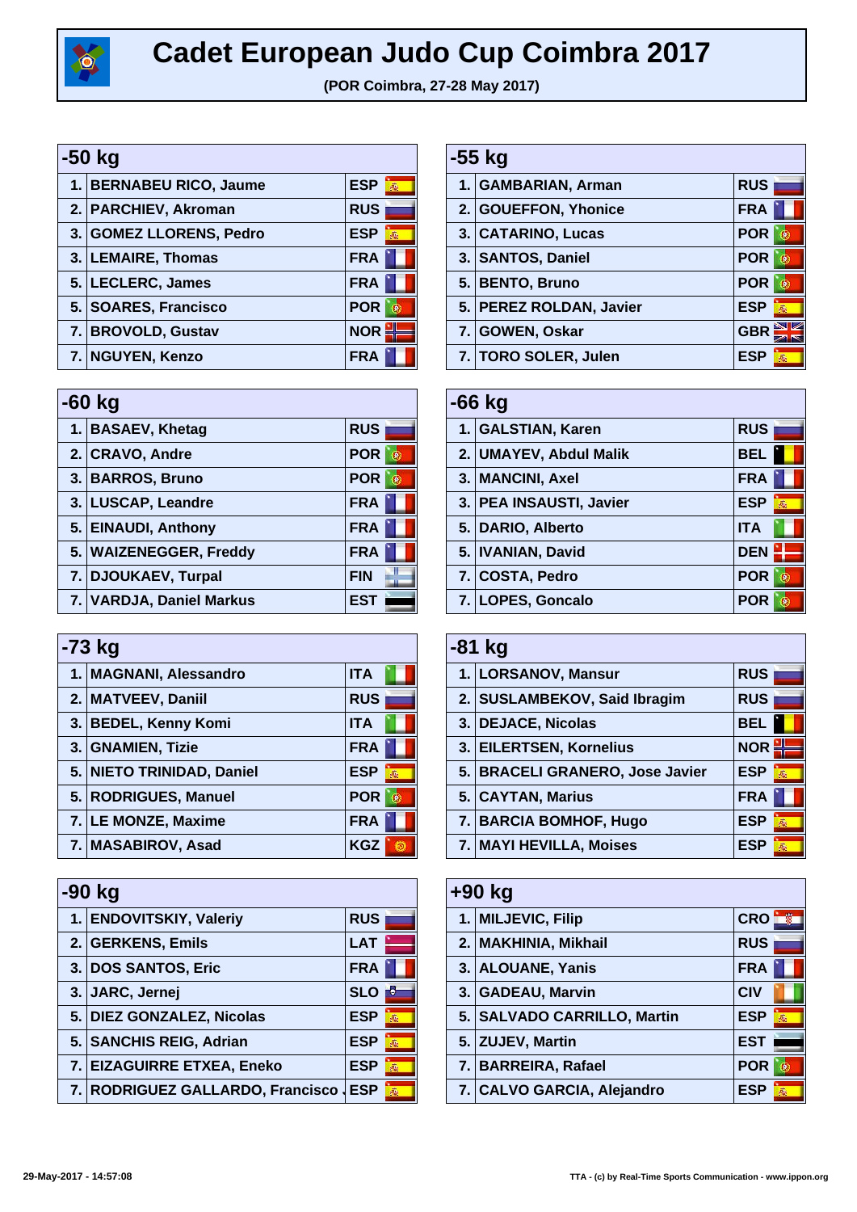# Cadet European Judo Cup Coimbra 2017

**(POR Coimbra, 27-28 May 2017)**

## -50 kg

| | | |
|---|---|---|
| 1. | BERNABEU RICO, Jaume | ESP |
| 2. | PARCHIEV, Akroman | RUS |
| 3. | GOMEZ LLORENS, Pedro | ESP |
| 3. | LEMAIRE, Thomas | FRA |
| 5. | LECLERC, James | FRA |
| 5. | SOARES, Francisco | POR |
| 7. | BROVOLD, Gustav | NOR |
| 7. | NGUYEN, Kenzo | FRA |

## -55 kg

| | | |
|---|---|---|
| 1. | GAMBARIAN, Arman | RUS |
| 2. | GOUEFFON, Yhonice | FRA |
| 3. | CATARINO, Lucas | POR |
| 3. | SANTOS, Daniel | POR |
| 5. | BENTO, Bruno | POR |
| 5. | PEREZ ROLDAN, Javier | ESP |
| 7. | GOWEN, Oskar | GBR |
| 7. | TORO SOLER, Julen | ESP |

## -60 kg

| | | |
|---|---|---|
| 1. | BASAEV, Khetag | RUS |
| 2. | CRAVO, Andre | POR |
| 3. | BARROS, Bruno | POR |
| 3. | LUSCAP, Leandre | FRA |
| 5. | EINAUDI, Anthony | FRA |
| 5. | WAIZENEGGER, Freddy | FRA |
| 7. | DJOUKAEV, Turpal | FIN |
| 7. | VARDJA, Daniel Markus | EST |

## -66 kg

| | | |
|---|---|---|
| 1. | GALSTIAN, Karen | RUS |
| 2. | UMAYEV, Abdul Malik | BEL |
| 3. | MANCINI, Axel | FRA |
| 3. | PEA INSAUSTI, Javier | ESP |
| 5. | DARIO, Alberto | ITA |
| 5. | IVANIAN, David | DEN |
| 7. | COSTA, Pedro | POR |
| 7. | LOPES, Goncalo | POR |

## -73 kg

| | | |
|---|---|---|
| 1. | MAGNANI, Alessandro | ITA |
| 2. | MATVEEV, Daniil | RUS |
| 3. | BEDEL, Kenny Komi | ITA |
| 3. | GNAMIEN, Tizie | FRA |
| 5. | NIETO TRINIDAD, Daniel | ESP |
| 5. | RODRIGUES, Manuel | POR |
| 7. | LE MONZE, Maxime | FRA |
| 7. | MASABIROV, Asad | KGZ |

## -81 kg

| | | |
|---|---|---|
| 1. | LORSANOV, Mansur | RUS |
| 2. | SUSLAMBEKOV, Said Ibragim | RUS |
| 3. | DEJACE, Nicolas | BEL |
| 3. | EILERTSEN, Kornelius | NOR |
| 5. | BRACELI GRANERO, Jose Javier | ESP |
| 5. | CAYTAN, Marius | FRA |
| 7. | BARCIA BOMHOF, Hugo | ESP |
| 7. | MAYI HEVILLA, Moises | ESP |

## -90 kg

| | | |
|---|---|---|
| 1. | ENDOVITSKIY, Valeriy | RUS |
| 2. | GERKENS, Emils | LAT |
| 3. | DOS SANTOS, Eric | FRA |
| 3. | JARC, Jernej | SLO |
| 5. | DIEZ GONZALEZ, Nicolas | ESP |
| 5. | SANCHIS REIG, Adrian | ESP |
| 7. | EIZAGUIRRE EXTEA, Eneko | ESP |
| 7. | RODRIGUEZ GALLARDO, Francisco | ESP |

## +90 kg

| | | |
|---|---|---|
| 1. | MILJEVIC, Filip | CRO |
| 2. | MAKHINIA, Mikhail | RUS |
| 3. | ALOUANE, Yanis | FRA |
| 3. | GADEAU, Marvin | CIV |
| 5. | SALVADO CARRILLO, Martin | ESP |
| 5. | ZUJEV, Martin | EST |
| 7. | BARREIRA, Rafael | POR |
| 7. | CALVO GARCIA, Alejandro | ESP |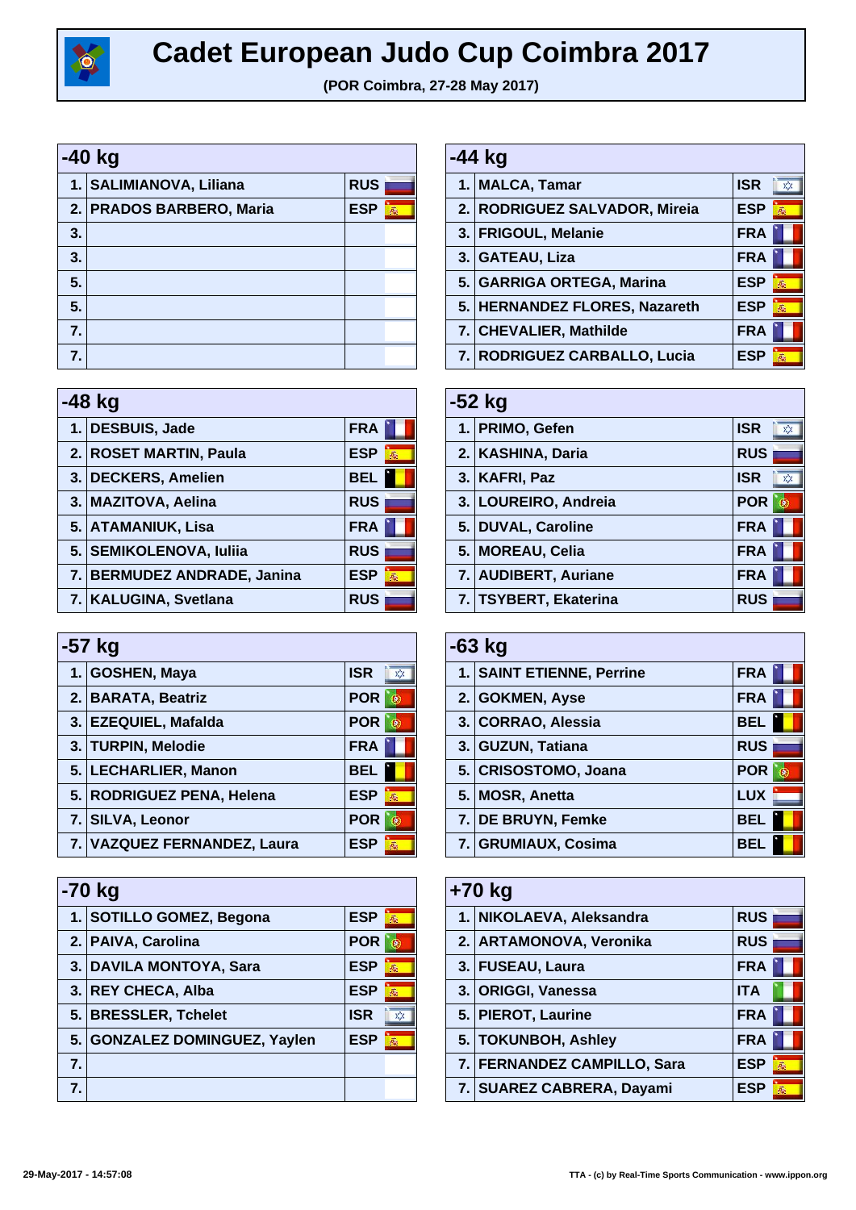# Cadet European Judo Cup Coimbra 2017

**(POR Coimbra, 27-28 May 2017)**

## -40 kg

| | | |
|---|---|---|
| 1. | SALIMIANOVA, Liliana | RUS |
| 2. | PRADOS BARBERO, Maria | ESP |
| 3. | | |
| 3. | | |
| 5. | | |
| 5. | | |
| 7. | | |
| 7. | | |

## -44 kg

| | | |
|---|---|---|
| 1. | MALCA, Tamar | ISR |
| 2. | RODRIGUEZ SALVADOR, Mireia | ESP |
| 3. | FRIGOUL, Melanie | FRA |
| 3. | GATEAU, Liza | FRA |
| 5. | GARRIGA ORTEGA, Marina | ESP |
| 5. | HERNANDEZ FLORES, Nazareth | ESP |
| 7. | CHEVALIER, Mathilde | FRA |
| 7. | RODRIGUEZ CARBALLO, Lucia | ESP |

## -48 kg

| | | |
|---|---|---|
| 1. | DESBUIS, Jade | FRA |
| 2. | ROSET MARTIN, Paula | ESP |
| 3. | DECKERS, Amelien | BEL |
| 3. | MAZITOVA, Aelina | RUS |
| 5. | ATAMANIUK, Lisa | FRA |
| 5. | SEMIKOLENOVA, Iuliia | RUS |
| 7. | BERMUDEZ ANDRADE, Janina | ESP |
| 7. | KALUGINA, Svetlana | RUS |

## -52 kg

| | | |
|---|---|---|
| 1. | PRIMO, Gefen | ISR |
| 2. | KASHINA, Daria | RUS |
| 3. | KAFRI, Paz | ISR |
| 3. | LOUREIRO, Andreia | POR |
| 5. | DUVAL, Caroline | FRA |
| 5. | MOREAU, Celia | FRA |
| 7. | AUDIBERT, Auriane | FRA |
| 7. | TSYBERT, Ekaterina | RUS |

## -57 kg

| | | |
|---|---|---|
| 1. | GOSHEN, Maya | ISR |
| 2. | BARATA, Beatriz | POR |
| 3. | EZEQUIEL, Mafalda | POR |
| 3. | TURPIN, Melodie | FRA |
| 5. | LECHARLIER, Manon | BEL |
| 5. | RODRIGUEZ PENA, Helena | ESP |
| 7. | SILVA, Leonor | POR |
| 7. | VAZQUEZ FERNANDEZ, Laura | ESP |

## -63 kg

| | | |
|---|---|---|
| 1. | SAINT ETIENNE, Perrine | FRA |
| 2. | GOKMEN, Ayse | FRA |
| 3. | CORRAO, Alessia | BEL |
| 3. | GUZUN, Tatiana | RUS |
| 5. | CRISOSTOMO, Joana | POR |
| 5. | MOSR, Anetta | LUX |
| 7. | DE BRUYN, Femke | BEL |
| 7. | GRUMIAUX, Cosima | BEL |

## -70 kg

| | | |
|---|---|---|
| 1. | SOTILLO GOMEZ, Begona | ESP |
| 2. | PAIVA, Carolina | POR |
| 3. | DAVILA MONTOYA, Sara | ESP |
| 3. | REY CHECA, Alba | ESP |
| 5. | BRESSLER, Tchelet | ISR |
| 5. | GONZALEZ DOMINGUEZ, Yaylen | ESP |
| 7. | | |
| 7. | | |

## +70 kg

| | | |
|---|---|---|
| 1. | NIKOLAEVA, Aleksandra | RUS |
| 2. | ARTAMONOVA, Veronika | RUS |
| 3. | FUSEAU, Laura | FRA |
| 3. | ORIGGI, Vanessa | ITA |
| 5. | PIEROT, Laurine | FRA |
| 5. | TOKUNBOH, Ashley | FRA |
| 7. | FERNANDEZ CAMPILLO, Sara | ESP |
| 7. | SUAREZ CABRERA, Dayami | ESP |

29-May-2017 - 14:57:08

TTA - (c) by Real-Time Sports Communication - www.ippon.org